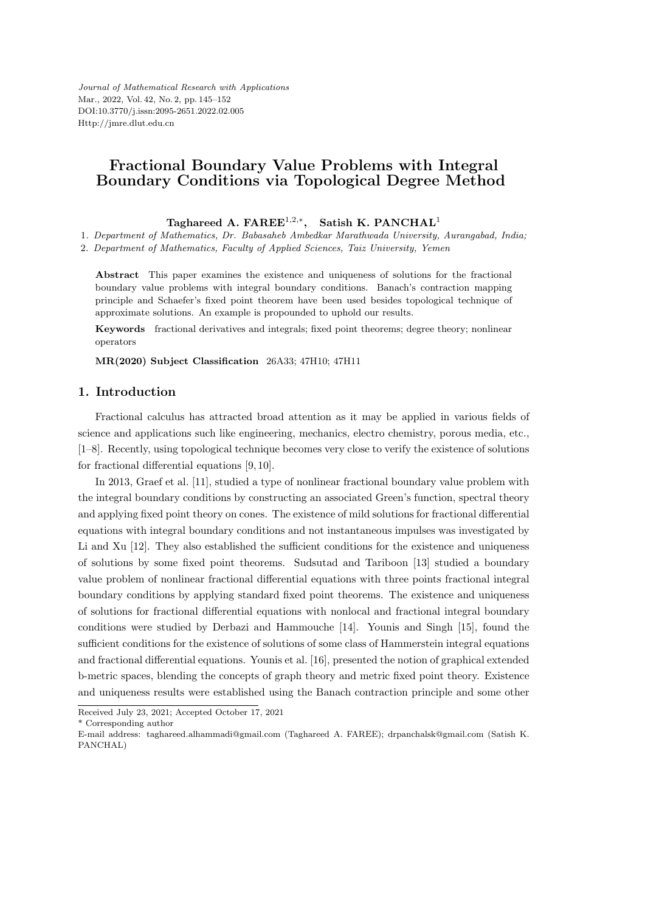# Fractional Boundary Value Problems with Integral Boundary Conditions via Topological Degree Method

**Taghareed A. FAREE**[1,2,*], **Satish K. PANCHAL**[1]

1. *Department of Mathematics, Dr. Babasaheb Ambedkar Marathwada University, Aurangabad, India;*
2. *Department of Mathematics, Faculty of Applied Sciences, Taiz University, Yemen*

**Abstract** This paper examines the existence and uniqueness of solutions for the fractional boundary value problems with integral boundary conditions. Banach's contraction mapping principle and Schaefer's fixed point theorem have been used besides topological technique of approximate solutions. An example is propounded to uphold our results.

**Keywords** fractional derivatives and integrals; fixed point theorems; degree theory; nonlinear operators

**MR(2020) Subject Classification** 26A33; 47H10; 47H11

## 1. Introduction

Fractional calculus has attracted broad attention as it may be applied in various fields of science and applications such like engineering, mechanics, electro chemistry, porous media, etc., [1–8]. Recently, using topological technique becomes very close to verify the existence of solutions for fractional differential equations [9, 10].

In 2013, Graef et al. [11], studied a type of nonlinear fractional boundary value problem with the integral boundary conditions by constructing an associated Green's function, spectral theory and applying fixed point theory on cones. The existence of mild solutions for fractional differential equations with integral boundary conditions and not instantaneous impulses was investigated by Li and Xu [12]. They also established the sufficient conditions for the existence and uniqueness of solutions by some fixed point theorems. Sudsutad and Tariboon [13] studied a boundary value problem of nonlinear fractional differential equations with three points fractional integral boundary conditions by applying standard fixed point theorems. The existence and uniqueness of solutions for fractional differential equations with nonlocal and fractional integral boundary conditions were studied by Derbazi and Hammouche [14]. Younis and Singh [15], found the sufficient conditions for the existence of solutions of some class of Hammerstein integral equations and fractional differential equations. Younis et al. [16], presented the notion of graphical extended b-metric spaces, blending the concepts of graph theory and metric fixed point theory. Existence and uniqueness results were established using the Banach contraction principle and some other

Received July 23, 2021; Accepted October 17, 2021

\* Corresponding author

E-mail address: taghareed.alhammadi@gmail.com (Taghareed A. FAREE); drpanchalsk@gmail.com (Satish K. PANCHAL)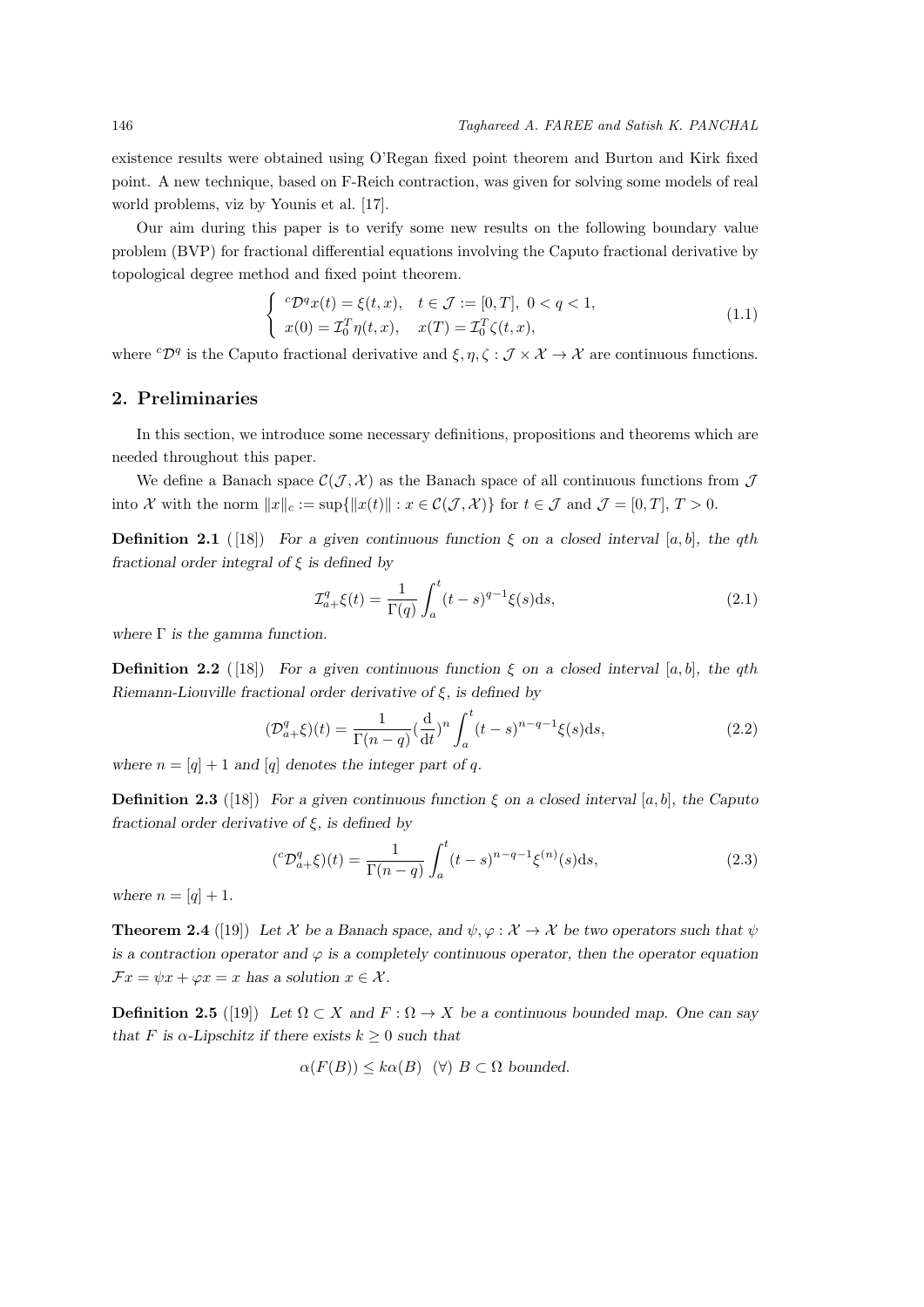existence results were obtained using O'Regan fixed point theorem and Burton and Kirk fixed point. A new technique, based on F-Reich contraction, was given for solving some models of real world problems, viz by Younis et al. [17].

Our aim during this paper is to verify some new results on the following boundary value problem (BVP) for fractional differential equations involving the Caputo fractional derivative by topological degree method and fixed point theorem.

$$\begin{cases} {}^c\mathcal{D}^q x(t) = \xi(t, x), & t \in \mathcal{J} := [0, T],\ 0 < q < 1, \\ x(0) = \mathcal{I}_0^T \eta(t, x), & x(T) = \mathcal{I}_0^T \zeta(t, x), \end{cases} \tag{1.1}$$

where ${}^c\mathcal{D}^q$ is the Caputo fractional derivative and $\xi, \eta, \zeta : \mathcal{J} \times \mathcal{X} \to \mathcal{X}$ are continuous functions.

## 2. Preliminaries

In this section, we introduce some necessary definitions, propositions and theorems which are needed throughout this paper.

We define a Banach space $\mathcal{C}(\mathcal{J}, \mathcal{X})$ as the Banach space of all continuous functions from $\mathcal{J}$ into $\mathcal{X}$ with the norm $\|x\|_c := \sup\{\|x(t)\| : x \in \mathcal{C}(\mathcal{J}, \mathcal{X})\}$ for $t \in \mathcal{J}$ and $\mathcal{J} = [0, T]$, $T > 0$.

**Definition 2.1** ([18]) *For a given continuous function $\xi$ on a closed interval $[a, b]$, the qth fractional order integral of $\xi$ is defined by*

$$\mathcal{I}_{a+}^q \xi(t) = \frac{1}{\Gamma(q)} \int_a^t (t-s)^{q-1} \xi(s) \mathrm{d}s, \tag{2.1}$$

*where $\Gamma$ is the gamma function.*

**Definition 2.2** ([18]) *For a given continuous function $\xi$ on a closed interval $[a, b]$, the qth Riemann-Liouville fractional order derivative of $\xi$, is defined by*

$$(\mathcal{D}_{a+}^q \xi)(t) = \frac{1}{\Gamma(n-q)} \left(\frac{\mathrm{d}}{\mathrm{d}t}\right)^n \int_a^t (t-s)^{n-q-1} \xi(s) \mathrm{d}s, \tag{2.2}$$

*where $n = [q] + 1$ and $[q]$ denotes the integer part of q.*

**Definition 2.3** ([18]) *For a given continuous function $\xi$ on a closed interval $[a, b]$, the Caputo fractional order derivative of $\xi$, is defined by*

$$({}^c\mathcal{D}_{a+}^q \xi)(t) = \frac{1}{\Gamma(n-q)} \int_a^t (t-s)^{n-q-1} \xi^{(n)}(s) \mathrm{d}s, \tag{2.3}$$

*where $n = [q] + 1$.*

**Theorem 2.4** ([19]) *Let $\mathcal{X}$ be a Banach space, and $\psi, \varphi : \mathcal{X} \to \mathcal{X}$ be two operators such that $\psi$ is a contraction operator and $\varphi$ is a completely continuous operator, then the operator equation $\mathcal{F}x = \psi x + \varphi x = x$ has a solution $x \in \mathcal{X}$.*

**Definition 2.5** ([19]) *Let $\Omega \subset X$ and $F : \Omega \to X$ be a continuous bounded map. One can say that $F$ is $\alpha$-Lipschitz if there exists $k \geq 0$ such that*

$$\alpha(F(B)) \leq k\alpha(B) \ \ (\forall)\ B \subset \Omega \text{ bounded.}$$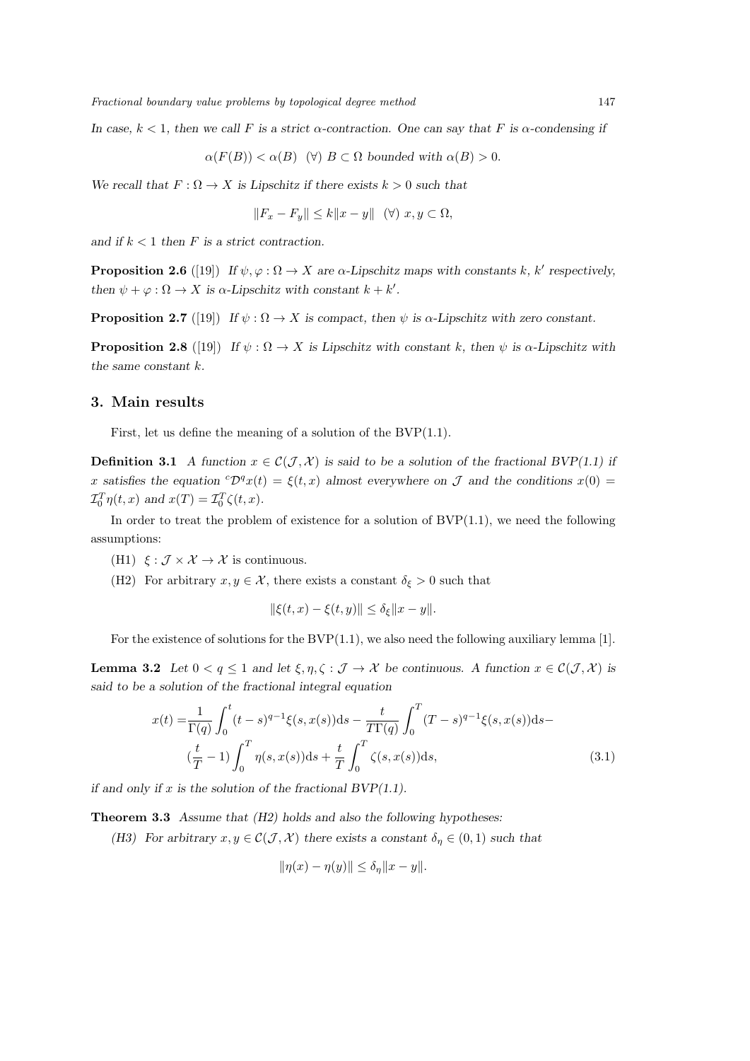*In case, $k < 1$, then we call $F$ is a strict $\alpha$-contraction. One can say that $F$ is $\alpha$-condensing if*

$$\alpha(F(B)) < \alpha(B) \ \ (\forall) \ B \subset \Omega \text{ bounded with } \alpha(B) > 0.$$

*We recall that $F : \Omega \to X$ is Lipschitz if there exists $k > 0$ such that*

$$\|F_x - F_y\| \le k\|x - y\| \ \ (\forall) \ x, y \subset \Omega,$$

*and if $k < 1$ then $F$ is a strict contraction.*

**Proposition 2.6** ([19]) *If $\psi, \varphi : \Omega \to X$ are $\alpha$-Lipschitz maps with constants $k$, $k'$ respectively, then $\psi + \varphi : \Omega \to X$ is $\alpha$-Lipschitz with constant $k + k'$.*

**Proposition 2.7** ([19]) *If $\psi : \Omega \to X$ is compact, then $\psi$ is $\alpha$-Lipschitz with zero constant.*

**Proposition 2.8** ([19]) *If $\psi : \Omega \to X$ is Lipschitz with constant $k$, then $\psi$ is $\alpha$-Lipschitz with the same constant $k$.*

## 3. Main results

First, let us define the meaning of a solution of the BVP(1.1).

**Definition 3.1** *A function $x \in \mathcal{C}(\mathcal{J}, \mathcal{X})$ is said to be a solution of the fractional BVP(1.1) if $x$ satisfies the equation ${}^c\mathcal{D}^q x(t) = \xi(t, x)$ almost everywhere on $\mathcal{J}$ and the conditions $x(0) = \mathcal{I}_0^T \eta(t, x)$ and $x(T) = \mathcal{I}_0^T \zeta(t, x)$.*

In order to treat the problem of existence for a solution of BVP(1.1), we need the following assumptions:

(H1) $\xi : \mathcal{J} \times \mathcal{X} \to \mathcal{X}$ is continuous.

(H2) For arbitrary $x, y \in \mathcal{X}$, there exists a constant $\delta_\xi > 0$ such that

$$\|\xi(t, x) - \xi(t, y)\| \le \delta_\xi \|x - y\|.$$

For the existence of solutions for the BVP(1.1), we also need the following auxiliary lemma [1].

**Lemma 3.2** *Let $0 < q \le 1$ and let $\xi, \eta, \zeta : \mathcal{J} \to \mathcal{X}$ be continuous. A function $x \in \mathcal{C}(\mathcal{J}, \mathcal{X})$ is said to be a solution of the fractional integral equation*

$$\begin{aligned} x(t) =& \frac{1}{\Gamma(q)} \int_0^t (t-s)^{q-1} \xi(s, x(s)) \mathrm{d}s - \frac{t}{T\Gamma(q)} \int_0^T (T-s)^{q-1} \xi(s, x(s)) \mathrm{d}s - \\ & (\frac{t}{T} - 1) \int_0^T \eta(s, x(s)) \mathrm{d}s + \frac{t}{T} \int_0^T \zeta(s, x(s)) \mathrm{d}s, \end{aligned} \tag{3.1}$$

*if and only if $x$ is the solution of the fractional BVP(1.1).*

**Theorem 3.3** *Assume that (H2) holds and also the following hypotheses:*

*(H3) For arbitrary $x, y \in \mathcal{C}(\mathcal{J}, \mathcal{X})$ there exists a constant $\delta_\eta \in (0, 1)$ such that*

$$\|\eta(x) - \eta(y)\| \le \delta_\eta \|x - y\|.$$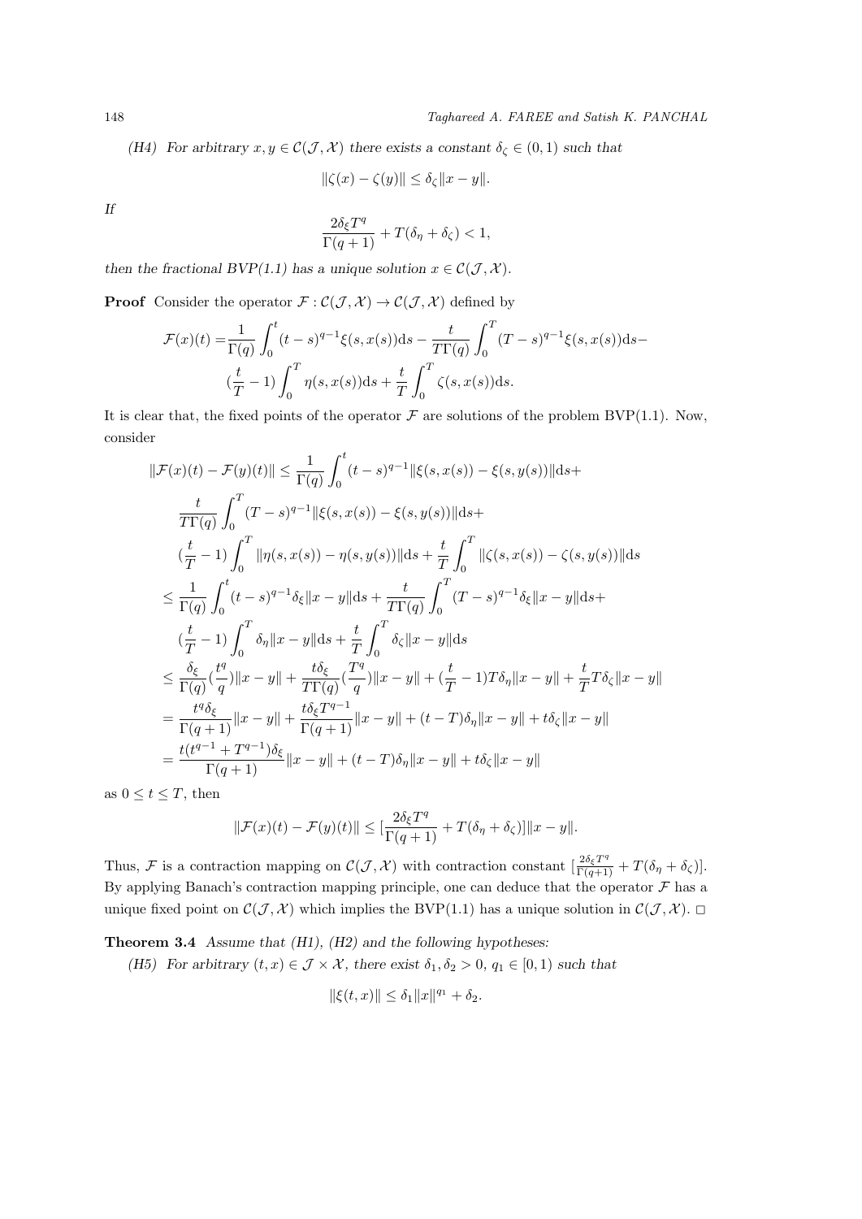*(H4) For arbitrary $x, y \in \mathcal{C}(\mathcal{J}, \mathcal{X})$ there exists a constant $\delta_\zeta \in (0,1)$ such that*

$$\|\zeta(x) - \zeta(y)\| \leq \delta_\zeta \|x - y\|.$$

*If*

$$\frac{2\delta_\xi T^q}{\Gamma(q+1)} + T(\delta_\eta + \delta_\zeta) < 1,$$

*then the fractional BVP(1.1) has a unique solution $x \in \mathcal{C}(\mathcal{J}, \mathcal{X})$.*

**Proof** Consider the operator $\mathcal{F} : \mathcal{C}(\mathcal{J}, \mathcal{X}) \to \mathcal{C}(\mathcal{J}, \mathcal{X})$ defined by

$$\begin{aligned}\mathcal{F}(x)(t) =& \frac{1}{\Gamma(q)} \int_0^t (t-s)^{q-1} \xi(s, x(s)) \mathrm{d}s - \frac{t}{T\Gamma(q)} \int_0^T (T-s)^{q-1} \xi(s, x(s)) \mathrm{d}s - \\ & (\frac{t}{T} - 1) \int_0^T \eta(s, x(s)) \mathrm{d}s + \frac{t}{T} \int_0^T \zeta(s, x(s)) \mathrm{d}s.\end{aligned}$$

It is clear that, the fixed points of the operator $\mathcal{F}$ are solutions of the problem BVP(1.1). Now, consider

$$\begin{aligned}\|\mathcal{F}(x)(t) - \mathcal{F}(y)(t)\| \leq& \frac{1}{\Gamma(q)} \int_0^t (t-s)^{q-1} \|\xi(s, x(s)) - \xi(s, y(s))\| \mathrm{d}s + \\ & \frac{t}{T\Gamma(q)} \int_0^T (T-s)^{q-1} \|\xi(s, x(s)) - \xi(s, y(s))\| \mathrm{d}s + \\ & (\frac{t}{T} - 1) \int_0^T \|\eta(s, x(s)) - \eta(s, y(s))\| \mathrm{d}s + \frac{t}{T} \int_0^T \|\zeta(s, x(s)) - \zeta(s, y(s))\| \mathrm{d}s \\ \leq& \frac{1}{\Gamma(q)} \int_0^t (t-s)^{q-1} \delta_\xi \|x - y\| \mathrm{d}s + \frac{t}{T\Gamma(q)} \int_0^T (T-s)^{q-1} \delta_\xi \|x - y\| \mathrm{d}s + \\ & (\frac{t}{T} - 1) \int_0^T \delta_\eta \|x - y\| \mathrm{d}s + \frac{t}{T} \int_0^T \delta_\zeta \|x - y\| \mathrm{d}s \\ \leq& \frac{\delta_\xi}{\Gamma(q)} (\frac{t^q}{q}) \|x - y\| + \frac{t\delta_\xi}{T\Gamma(q)} (\frac{T^q}{q}) \|x - y\| + (\frac{t}{T} - 1) T\delta_\eta \|x - y\| + \frac{t}{T} T\delta_\zeta \|x - y\| \\ =& \frac{t^q \delta_\xi}{\Gamma(q+1)} \|x - y\| + \frac{t\delta_\xi T^{q-1}}{\Gamma(q+1)} \|x - y\| + (t - T)\delta_\eta \|x - y\| + t\delta_\zeta \|x - y\| \\ =& \frac{t(t^{q-1} + T^{q-1})\delta_\xi}{\Gamma(q+1)} \|x - y\| + (t - T)\delta_\eta \|x - y\| + t\delta_\zeta \|x - y\|\end{aligned}$$

as $0 \leq t \leq T$, then

$$\|\mathcal{F}(x)(t) - \mathcal{F}(y)(t)\| \leq [\frac{2\delta_\xi T^q}{\Gamma(q+1)} + T(\delta_\eta + \delta_\zeta)] \|x - y\|.$$

Thus, $\mathcal{F}$ is a contraction mapping on $\mathcal{C}(\mathcal{J}, \mathcal{X})$ with contraction constant $[\frac{2\delta_\xi T^q}{\Gamma(q+1)} + T(\delta_\eta + \delta_\zeta)]$. By applying Banach's contraction mapping principle, one can deduce that the operator $\mathcal{F}$ has a unique fixed point on $\mathcal{C}(\mathcal{J}, \mathcal{X})$ which implies the BVP(1.1) has a unique solution in $\mathcal{C}(\mathcal{J}, \mathcal{X})$. □

**Theorem 3.4** *Assume that (H1), (H2) and the following hypotheses:*

*(H5) For arbitrary $(t, x) \in \mathcal{J} \times \mathcal{X}$, there exist $\delta_1, \delta_2 > 0$, $q_1 \in [0, 1)$ such that*

$$\|\xi(t, x)\| \leq \delta_1 \|x\|^{q_1} + \delta_2.$$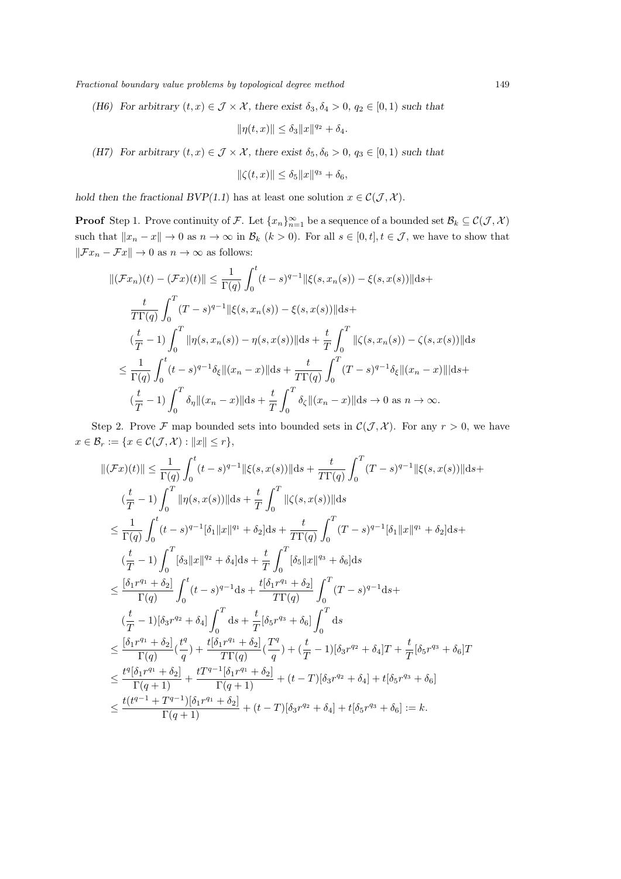(H6) *For arbitrary $(t,x) \in \mathcal{J} \times \mathcal{X}$, there exist $\delta_3, \delta_4 > 0$, $q_2 \in [0,1)$ such that*

$$\|\eta(t,x)\| \leq \delta_3 \|x\|^{q_2} + \delta_4.$$

(H7) *For arbitrary $(t,x) \in \mathcal{J} \times \mathcal{X}$, there exist $\delta_5, \delta_6 > 0$, $q_3 \in [0,1)$ such that*

$$\|\zeta(t,x)\| \leq \delta_5 \|x\|^{q_3} + \delta_6,$$

*hold then the fractional BVP(1.1) has at least one solution $x \in \mathcal{C}(\mathcal{J}, \mathcal{X})$.*

**Proof** Step 1. Prove continuity of $\mathcal{F}$. Let $\{x_n\}_{n=1}^{\infty}$ be a sequence of a bounded set $\mathcal{B}_k \subseteq \mathcal{C}(\mathcal{J}, \mathcal{X})$ such that $\|x_n - x\| \to 0$ as $n \to \infty$ in $\mathcal{B}_k$ $(k > 0)$. For all $s \in [0,t], t \in \mathcal{J}$, we have to show that $\|\mathcal{F}x_n - \mathcal{F}x\| \to 0$ as $n \to \infty$ as follows:

$$\begin{aligned}
\|(\mathcal{F}x_n)(t) - (\mathcal{F}x)(t)\| &\leq \frac{1}{\Gamma(q)} \int_0^t (t-s)^{q-1} \|\xi(s, x_n(s)) - \xi(s, x(s))\| \mathrm{d}s + \\
&\quad \frac{t}{T\Gamma(q)} \int_0^T (T-s)^{q-1} \|\xi(s, x_n(s)) - \xi(s, x(s))\| \mathrm{d}s + \\
&\quad (\frac{t}{T} - 1) \int_0^T \|\eta(s, x_n(s)) - \eta(s, x(s))\| \mathrm{d}s + \frac{t}{T} \int_0^T \|\zeta(s, x_n(s)) - \zeta(s, x(s))\| \mathrm{d}s \\
&\leq \frac{1}{\Gamma(q)} \int_0^t (t-s)^{q-1} \delta_\xi \|(x_n - x)\| \mathrm{d}s + \frac{t}{T\Gamma(q)} \int_0^T (T-s)^{q-1} \delta_\xi \|(x_n - x)\| \mathrm{d}s + \\
&\quad (\frac{t}{T} - 1) \int_0^T \delta_\eta \|(x_n - x)\| \mathrm{d}s + \frac{t}{T} \int_0^T \delta_\zeta \|(x_n - x)\| \mathrm{d}s \to 0 \text{ as } n \to \infty.
\end{aligned}$$

Step 2. Prove $\mathcal{F}$ map bounded sets into bounded sets in $\mathcal{C}(\mathcal{J}, \mathcal{X})$. For any $r > 0$, we have $x \in \mathcal{B}_r := \{x \in \mathcal{C}(\mathcal{J}, \mathcal{X}) : \|x\| \leq r\}$,

$$\begin{aligned}
\|(\mathcal{F}x)(t)\| &\leq \frac{1}{\Gamma(q)} \int_0^t (t-s)^{q-1} \|\xi(s, x(s))\| \mathrm{d}s + \frac{t}{T\Gamma(q)} \int_0^T (T-s)^{q-1} \|\xi(s, x(s))\| \mathrm{d}s + \\
&\quad (\frac{t}{T} - 1) \int_0^T \|\eta(s, x(s))\| \mathrm{d}s + \frac{t}{T} \int_0^T \|\zeta(s, x(s))\| \mathrm{d}s \\
&\leq \frac{1}{\Gamma(q)} \int_0^t (t-s)^{q-1} [\delta_1 \|x\|^{q_1} + \delta_2] \mathrm{d}s + \frac{t}{T\Gamma(q)} \int_0^T (T-s)^{q-1} [\delta_1 \|x\|^{q_1} + \delta_2] \mathrm{d}s + \\
&\quad (\frac{t}{T} - 1) \int_0^T [\delta_3 \|x\|^{q_2} + \delta_4] \mathrm{d}s + \frac{t}{T} \int_0^T [\delta_5 \|x\|^{q_3} + \delta_6] \mathrm{d}s \\
&\leq \frac{[\delta_1 r^{q_1} + \delta_2]}{\Gamma(q)} \int_0^t (t-s)^{q-1} \mathrm{d}s + \frac{t[\delta_1 r^{q_1} + \delta_2]}{T\Gamma(q)} \int_0^T (T-s)^{q-1} \mathrm{d}s + \\
&\quad (\frac{t}{T} - 1)[\delta_3 r^{q_2} + \delta_4] \int_0^T \mathrm{d}s + \frac{t}{T} [\delta_5 r^{q_3} + \delta_6] \int_0^T \mathrm{d}s \\
&\leq \frac{[\delta_1 r^{q_1} + \delta_2]}{\Gamma(q)} (\frac{t^q}{q}) + \frac{t[\delta_1 r^{q_1} + \delta_2]}{T\Gamma(q)} (\frac{T^q}{q}) + (\frac{t}{T} - 1)[\delta_3 r^{q_2} + \delta_4] T + \frac{t}{T} [\delta_5 r^{q_3} + \delta_6] T \\
&\leq \frac{t^q [\delta_1 r^{q_1} + \delta_2]}{\Gamma(q+1)} + \frac{t T^{q-1} [\delta_1 r^{q_1} + \delta_2]}{\Gamma(q+1)} + (t - T)[\delta_3 r^{q_2} + \delta_4] + t[\delta_5 r^{q_3} + \delta_6] \\
&\leq \frac{t(t^{q-1} + T^{q-1})[\delta_1 r^{q_1} + \delta_2]}{\Gamma(q+1)} + (t - T)[\delta_3 r^{q_2} + \delta_4] + t[\delta_5 r^{q_3} + \delta_6] := k.
\end{aligned}$$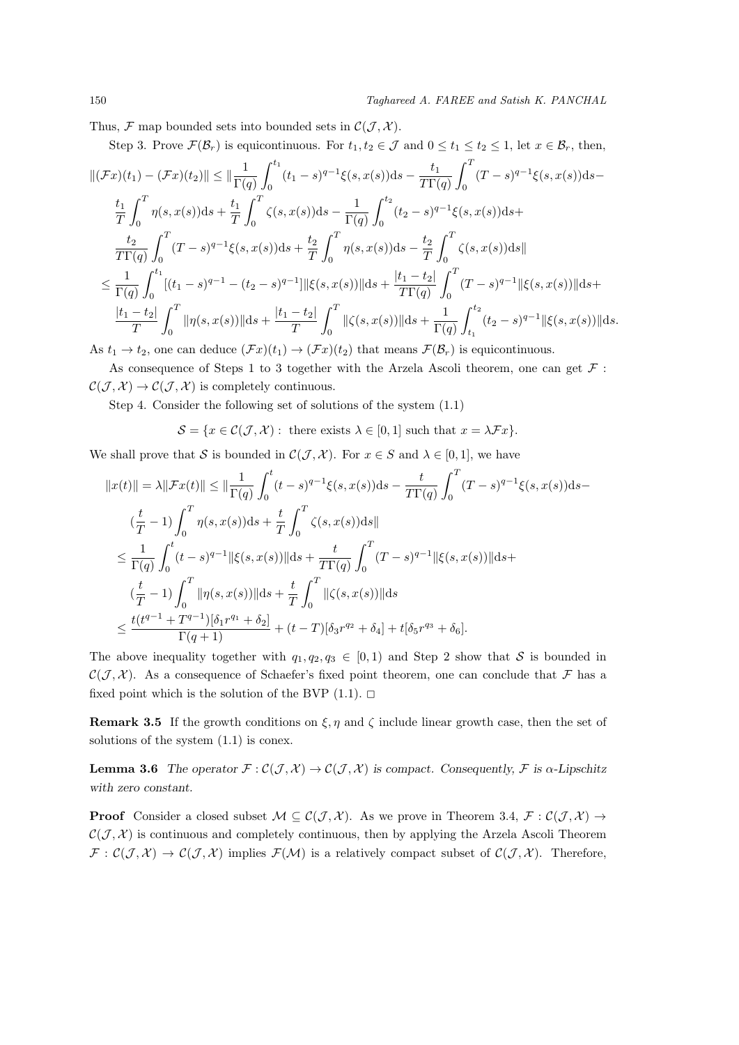Thus, $\mathcal{F}$ map bounded sets into bounded sets in $\mathcal{C}(\mathcal{J},\mathcal{X})$.

Step 3. Prove $\mathcal{F}(\mathcal{B}_r)$ is equicontinuous. For $t_1, t_2 \in \mathcal{J}$ and $0 \le t_1 \le t_2 \le 1$, let $x \in \mathcal{B}_r$, then,

$$
\begin{aligned}
\|(\mathcal{F}x)(t_1) - (\mathcal{F}x)(t_2)\| \le & \|\frac{1}{\Gamma(q)}\int_0^{t_1}(t_1-s)^{q-1}\xi(s,x(s))\mathrm{d}s - \frac{t_1}{T\Gamma(q)}\int_0^T (T-s)^{q-1}\xi(s,x(s))\mathrm{d}s- \\
& \frac{t_1}{T}\int_0^T \eta(s,x(s))\mathrm{d}s + \frac{t_1}{T}\int_0^T \zeta(s,x(s))\mathrm{d}s - \frac{1}{\Gamma(q)}\int_0^{t_2}(t_2-s)^{q-1}\xi(s,x(s))\mathrm{d}s+ \\
& \frac{t_2}{T\Gamma(q)}\int_0^T (T-s)^{q-1}\xi(s,x(s))\mathrm{d}s + \frac{t_2}{T}\int_0^T \eta(s,x(s))\mathrm{d}s - \frac{t_2}{T}\int_0^T \zeta(s,x(s))\mathrm{d}s\| \\
\le & \frac{1}{\Gamma(q)}\int_0^{t_1}[(t_1-s)^{q-1}-(t_2-s)^{q-1}]\|\xi(s,x(s))\|\mathrm{d}s + \frac{|t_1-t_2|}{T\Gamma(q)}\int_0^T (T-s)^{q-1}\|\xi(s,x(s))\|\mathrm{d}s+ \\
& \frac{|t_1-t_2|}{T}\int_0^T \|\eta(s,x(s))\|\mathrm{d}s + \frac{|t_1-t_2|}{T}\int_0^T \|\zeta(s,x(s))\|\mathrm{d}s + \frac{1}{\Gamma(q)}\int_{t_1}^{t_2}(t_2-s)^{q-1}\|\xi(s,x(s))\|\mathrm{d}s.
\end{aligned}
$$

As $t_1 \to t_2$, one can deduce $(\mathcal{F}x)(t_1) \to (\mathcal{F}x)(t_2)$ that means $\mathcal{F}(\mathcal{B}_r)$ is equicontinuous.

As consequence of Steps 1 to 3 together with the Arzela Ascoli theorem, one can get $\mathcal{F} : \mathcal{C}(\mathcal{J},\mathcal{X}) \to \mathcal{C}(\mathcal{J},\mathcal{X})$ is completely continuous.

Step 4. Consider the following set of solutions of the system (1.1)

$$
\mathcal{S} = \{x \in \mathcal{C}(\mathcal{J},\mathcal{X}) : \text{ there exists } \lambda \in [0,1] \text{ such that } x = \lambda \mathcal{F}x\}.
$$

We shall prove that $\mathcal{S}$ is bounded in $\mathcal{C}(\mathcal{J},\mathcal{X})$. For $x \in S$ and $\lambda \in [0,1]$, we have

$$
\begin{aligned}
\|x(t)\| = \lambda\|\mathcal{F}x(t)\| \le & \|\frac{1}{\Gamma(q)}\int_0^{t}(t-s)^{q-1}\xi(s,x(s))\mathrm{d}s - \frac{t}{T\Gamma(q)}\int_0^T (T-s)^{q-1}\xi(s,x(s))\mathrm{d}s- \\
& (\frac{t}{T}-1)\int_0^T \eta(s,x(s))\mathrm{d}s + \frac{t}{T}\int_0^T \zeta(s,x(s))\mathrm{d}s\| \\
\le & \frac{1}{\Gamma(q)}\int_0^{t}(t-s)^{q-1}\|\xi(s,x(s))\|\mathrm{d}s + \frac{t}{T\Gamma(q)}\int_0^T (T-s)^{q-1}\|\xi(s,x(s))\|\mathrm{d}s+ \\
& (\frac{t}{T}-1)\int_0^T \|\eta(s,x(s))\|\mathrm{d}s + \frac{t}{T}\int_0^T \|\zeta(s,x(s))\|\mathrm{d}s \\
\le & \frac{t(t^{q-1}+T^{q-1})[\delta_1 r^{q_1}+\delta_2]}{\Gamma(q+1)} + (t-T)[\delta_3 r^{q_2}+\delta_4] + t[\delta_5 r^{q_3}+\delta_6].
\end{aligned}
$$

The above inequality together with $q_1, q_2, q_3 \in [0,1)$ and Step 2 show that $\mathcal{S}$ is bounded in $\mathcal{C}(\mathcal{J},\mathcal{X})$. As a consequence of Schaefer's fixed point theorem, one can conclude that $\mathcal{F}$ has a fixed point which is the solution of the BVP (1.1). $\square$

**Remark 3.5** If the growth conditions on $\xi, \eta$ and $\zeta$ include linear growth case, then the set of solutions of the system (1.1) is conex.

**Lemma 3.6** *The operator $\mathcal{F} : \mathcal{C}(\mathcal{J},\mathcal{X}) \to \mathcal{C}(\mathcal{J},\mathcal{X})$ is compact. Consequently, $\mathcal{F}$ is $\alpha$-Lipschitz with zero constant.*

**Proof** Consider a closed subset $\mathcal{M} \subseteq \mathcal{C}(\mathcal{J},\mathcal{X})$. As we prove in Theorem 3.4, $\mathcal{F} : \mathcal{C}(\mathcal{J},\mathcal{X}) \to \mathcal{C}(\mathcal{J},\mathcal{X})$ is continuous and completely continuous, then by applying the Arzela Ascoli Theorem $\mathcal{F} : \mathcal{C}(\mathcal{J},\mathcal{X}) \to \mathcal{C}(\mathcal{J},\mathcal{X})$ implies $\mathcal{F}(\mathcal{M})$ is a relatively compact subset of $\mathcal{C}(\mathcal{J},\mathcal{X})$. Therefore,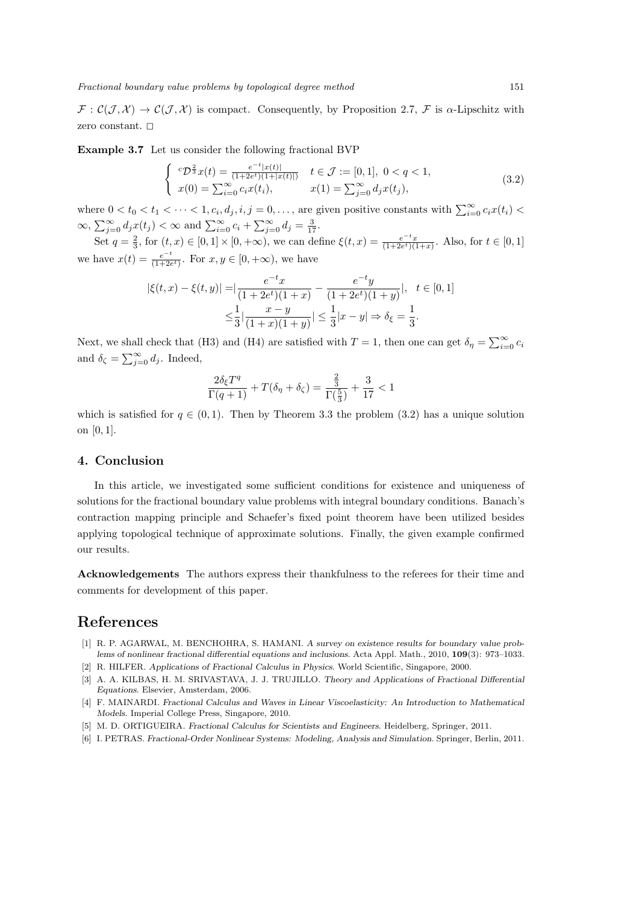$\mathcal{F} : \mathcal{C}(\mathcal{J}, \mathcal{X}) \to \mathcal{C}(\mathcal{J}, \mathcal{X})$ is compact. Consequently, by Proposition 2.7, $\mathcal{F}$ is $\alpha$-Lipschitz with zero constant. □

**Example 3.7** Let us consider the following fractional BVP

$$\begin{cases} {}^c\mathcal{D}^{\frac{2}{3}} x(t) = \frac{e^{-t}|x(t)|}{(1+2e^t)(1+|x(t)|)} & t \in \mathcal{J} := [0,1],\ 0 < q < 1, \\ x(0) = \sum_{i=0}^{\infty} c_i x(t_i), & x(1) = \sum_{j=0}^{\infty} d_j x(t_j), \end{cases} \tag{3.2}$$

where $0 < t_0 < t_1 < \cdots < 1, c_i, d_j, i, j = 0, \dots,$ are given positive constants with $\sum_{i=0}^{\infty} c_i x(t_i) < \infty$, $\sum_{j=0}^{\infty} d_j x(t_j) < \infty$ and $\sum_{i=0}^{\infty} c_i + \sum_{j=0}^{\infty} d_j = \frac{3}{17}$.

Set $q = \frac{2}{3}$, for $(t,x) \in [0,1] \times [0,+\infty)$, we can define $\xi(t,x) = \frac{e^{-t}x}{(1+2e^t)(1+x)}$. Also, for $t \in [0,1]$ we have $x(t) = \frac{e^{-t}}{(1+2e^t)}$. For $x, y \in [0,+\infty)$, we have

$$\begin{aligned} |\xi(t,x) - \xi(t,y)| =& \left|\frac{e^{-t}x}{(1+2e^t)(1+x)} - \frac{e^{-t}y}{(1+2e^t)(1+y)}\right|, \quad t \in [0,1] \\ \leq& \frac{1}{3}\left|\frac{x-y}{(1+x)(1+y)}\right| \leq \frac{1}{3}|x-y| \Rightarrow \delta_\xi = \frac{1}{3}. \end{aligned}$$

Next, we shall check that (H3) and (H4) are satisfied with $T = 1$, then one can get $\delta_\eta = \sum_{i=0}^{\infty} c_i$ and $\delta_\zeta = \sum_{j=0}^{\infty} d_j$. Indeed,

$$\frac{2\delta_\xi T^q}{\Gamma(q+1)} + T(\delta_\eta + \delta_\zeta) = \frac{\frac{2}{3}}{\Gamma(\frac{5}{3})} + \frac{3}{17} < 1$$

which is satisfied for $q \in (0,1)$. Then by Theorem 3.3 the problem (3.2) has a unique solution on $[0,1]$.

## 4. Conclusion

In this article, we investigated some sufficient conditions for existence and uniqueness of solutions for the fractional boundary value problems with integral boundary conditions. Banach's contraction mapping principle and Schaefer's fixed point theorem have been utilized besides applying topological technique of approximate solutions. Finally, the given example confirmed our results.

**Acknowledgements** The authors express their thankfulness to the referees for their time and comments for development of this paper.

# References

[1] R. P. AGARWAL, M. BENCHOHRA, S. HAMANI. *A survey on existence results for boundary value problems of nonlinear fractional differential equations and inclusions*. Acta Appl. Math., 2010, **109**(3): 973–1033.

[2] R. HILFER. *Applications of Fractional Calculus in Physics*. World Scientific, Singapore, 2000.

[3] A. A. KILBAS, H. M. SRIVASTAVA, J. J. TRUJILLO. *Theory and Applications of Fractional Differential Equations*. Elsevier, Amsterdam, 2006.

[4] F. MAINARDI. *Fractional Calculus and Waves in Linear Viscoelasticity: An Introduction to Mathematical Models*. Imperial College Press, Singapore, 2010.

[5] M. D. ORTIGUEIRA. *Fractional Calculus for Scientists and Engineers*. Heidelberg, Springer, 2011.

[6] I. PETRAS. *Fractional-Order Nonlinear Systems: Modeling, Analysis and Simulation*. Springer, Berlin, 2011.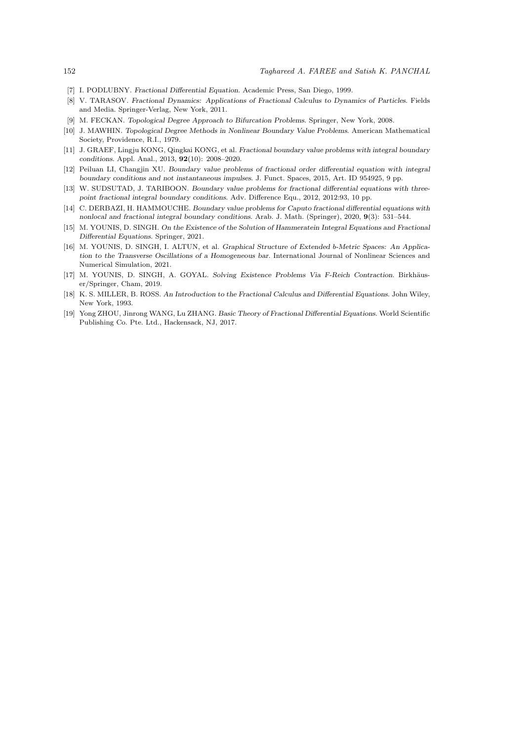[7] I. PODLUBNY. *Fractional Differential Equation*. Academic Press, San Diego, 1999.

[8] V. TARASOV. *Fractional Dynamics: Applications of Fractional Calculus to Dynamics of Particles*. Fields and Media. Springer-Verlag, New York, 2011.

[9] M. FECKAN. *Topological Degree Approach to Bifurcation Problems*. Springer, New York, 2008.

[10] J. MAWHIN. *Topological Degree Methods in Nonlinear Boundary Value Problems*. American Mathematical Society, Providence, R.I., 1979.

[11] J. GRAEF, Lingju KONG, Qingkai KONG, et al. *Fractional boundary value problems with integral boundary conditions*. Appl. Anal., 2013, **92**(10): 2008–2020.

[12] Peiluan LI, Changjin XU. *Boundary value problems of fractional order differential equation with integral boundary conditions and not instantaneous impulses*. J. Funct. Spaces, 2015, Art. ID 954925, 9 pp.

[13] W. SUDSUTAD, J. TARIBOON. *Boundary value problems for fractional differential equations with three-point fractional integral boundary conditions*. Adv. Difference Equ., 2012, 2012:93, 10 pp.

[14] C. DERBAZI, H. HAMMOUCHE. *Boundary value problems for Caputo fractional differential equations with nonlocal and fractional integral boundary conditions*. Arab. J. Math. (Springer), 2020, **9**(3): 531–544.

[15] M. YOUNIS, D. SINGH. *On the Existence of the Solution of Hammeratein Integral Equations and Fractional Differential Equations*. Springer, 2021.

[16] M. YOUNIS, D. SINGH, I. ALTUN, et al. *Graphical Structure of Extended b-Metric Spaces: An Application to the Transverse Oscillations of a Homogeneous bar*. International Journal of Nonlinear Sciences and Numerical Simulation, 2021.

[17] M. YOUNIS, D. SINGH, A. GOYAL. *Solving Existence Problems Via F-Reich Contraction*. Birkhäuser/Springer, Cham, 2019.

[18] K. S. MILLER, B. ROSS. *An Introduction to the Fractional Calculus and Differential Equations*. John Wiley, New York, 1993.

[19] Yong ZHOU, Jinrong WANG, Lu ZHANG. *Basic Theory of Fractional Differential Equations*. World Scientific Publishing Co. Pte. Ltd., Hackensack, NJ, 2017.